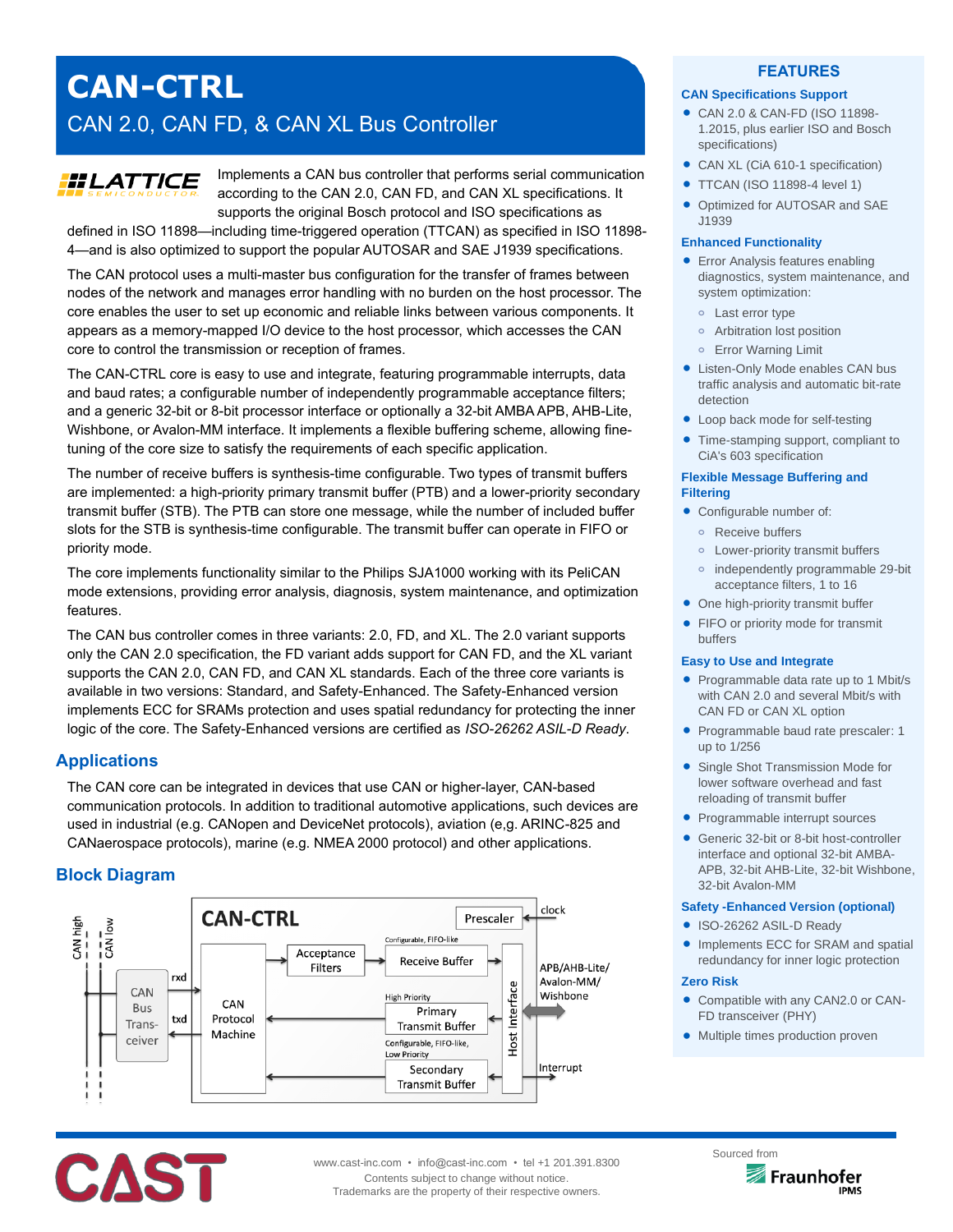# CAN-CTRL

## CAN 2.0, CAN FD, & CAN XL Bus Controller

Implements a CAN bus controller that performs serial communication according to the CAN 2.0, CAN FD, and CAN XL specifications. It supports the original Bosch protocol and ISO specifications as defined in ISO 11898—including time-triggered operation (TTCAN) as specified in ISO 11898-4—and is also optimized to support the popular AUTOSAR and SAE J1939 specifications.

The CAN protocol uses a multi-master bus configuration for the transfer of frames between nodes of the network and manages error handling with no burden on the host processor. The core enables the user to set up economic and reliable links between various components. It appears as a memory-mapped I/O device to the host processor, which accesses the CAN core to control the transmission or reception of frames.

The CAN-CTRL core is easy to use and integrate, featuring programmable interrupts, data and baud rates; a configurable number of independently programmable acceptance filters; and a generic 32-bit or 8-bit processor interface or optionally a 32-bit AMBA APB, AHB-Lite, Wishbone, or Avalon-MM interface. It implements a flexible buffering scheme, allowing fine-tuning of the core size to satisfy the requirements of each specific application.

The number of receive buffers is synthesis-time configurable. Two types of transmit buffers are implemented: a high-priority primary transmit buffer (PTB) and a lower-priority secondary transmit buffer (STB). The PTB can store one message, while the number of included buffer slots for the STB is synthesis-time configurable. The transmit buffer can operate in FIFO or priority mode.

The core implements functionality similar to the Philips SJA1000 working with its PeliCAN mode extensions, providing error analysis, diagnosis, system maintenance, and optimization features.

The CAN bus controller comes in three variants: 2.0, FD, and XL. The 2.0 variant supports only the CAN 2.0 specification, the FD variant adds support for CAN FD, and the XL variant supports the CAN 2.0, CAN FD, and CAN XL standards. Each of the three core variants is available in two versions: Standard, and Safety-Enhanced. The Safety-Enhanced version implements ECC for SRAMs protection and uses spatial redundancy for protecting the inner logic of the core. The Safety-Enhanced versions are certified as *ISO-26262 ASIL-D Ready*.

## Applications

The CAN core can be integrated in devices that use CAN or higher-layer, CAN-based communication protocols. In addition to traditional automotive applications, such devices are used in industrial (e.g. CANopen and DeviceNet protocols), aviation (e,g. ARINC-825 and CANaerospace protocols), marine (e.g. NMEA 2000 protocol) and other applications.

## Block Diagram

CAN high
CAN low
CAN Bus Trans-ceiver
rxd
txd
CAN-CTRL
CAN Protocol Machine
Acceptance Filters
Configurable, FIFO-like
Receive Buffer
High Priority
Primary Transmit Buffer
Configurable, FIFO-like, Low Priority
Secondary Transmit Buffer
Prescaler
clock
Host Interface
APB/AHB-Lite/ Avalon-MM/ Wishbone
Interrupt

## FEATURES

### CAN Specifications Support

- CAN 2.0 & CAN-FD (ISO 11898-1.2015, plus earlier ISO and Bosch specifications)
- CAN XL (CiA 610-1 specification)
- TTCAN (ISO 11898-4 level 1)
- Optimized for AUTOSAR and SAE J1939

### Enhanced Functionality

- Error Analysis features enabling diagnostics, system maintenance, and system optimization:
  - Last error type
  - Arbitration lost position
  - Error Warning Limit
- Listen-Only Mode enables CAN bus traffic analysis and automatic bit-rate detection
- Loop back mode for self-testing
- Time-stamping support, compliant to CiA's 603 specification

### Flexible Message Buffering and Filtering

- Configurable number of:
  - Receive buffers
  - Lower-priority transmit buffers
  - independently programmable 29-bit acceptance filters, 1 to 16
- One high-priority transmit buffer
- FIFO or priority mode for transmit buffers

### Easy to Use and Integrate

- Programmable data rate up to 1 Mbit/s with CAN 2.0 and several Mbit/s with CAN FD or CAN XL option
- Programmable baud rate prescaler: 1 up to 1/256
- Single Shot Transmission Mode for lower software overhead and fast reloading of transmit buffer
- Programmable interrupt sources
- Generic 32-bit or 8-bit host-controller interface and optional 32-bit AMBA-APB, 32-bit AHB-Lite, 32-bit Wishbone, 32-bit Avalon-MM

### Safety -Enhanced Version (optional)

- ISO-26262 ASIL-D Ready
- Implements ECC for SRAM and spatial redundancy for inner logic protection

### Zero Risk

- Compatible with any CAN2.0 or CAN-FD transceiver (PHY)
- Multiple times production proven

www.cast-inc.com • info@cast-inc.com • tel +1 201.391.8300
Contents subject to change without notice.
Trademarks are the property of their respective owners.

Sourced from Fraunhofer IPMS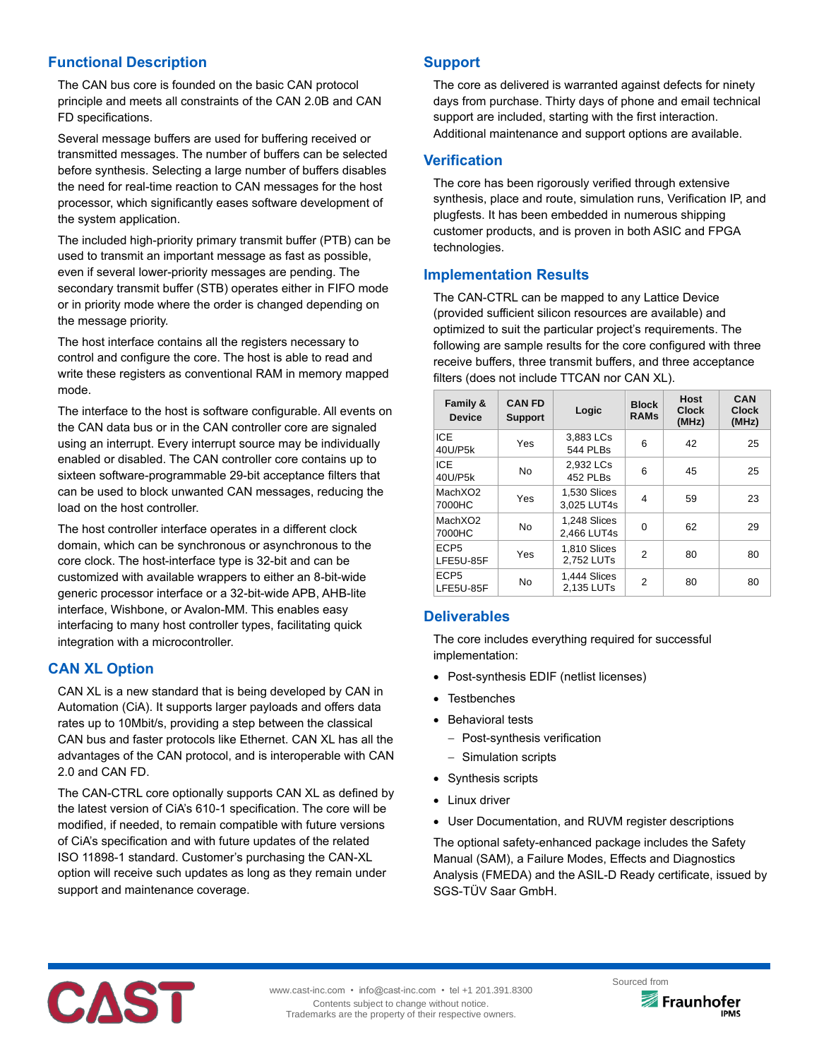## Functional Description

The CAN bus core is founded on the basic CAN protocol principle and meets all constraints of the CAN 2.0B and CAN FD specifications.

Several message buffers are used for buffering received or transmitted messages. The number of buffers can be selected before synthesis. Selecting a large number of buffers disables the need for real-time reaction to CAN messages for the host processor, which significantly eases software development of the system application.

The included high-priority primary transmit buffer (PTB) can be used to transmit an important message as fast as possible, even if several lower-priority messages are pending. The secondary transmit buffer (STB) operates either in FIFO mode or in priority mode where the order is changed depending on the message priority.

The host interface contains all the registers necessary to control and configure the core. The host is able to read and write these registers as conventional RAM in memory mapped mode.

The interface to the host is software configurable. All events on the CAN data bus or in the CAN controller core are signaled using an interrupt. Every interrupt source may be individually enabled or disabled. The CAN controller core contains up to sixteen software-programmable 29-bit acceptance filters that can be used to block unwanted CAN messages, reducing the load on the host controller.

The host controller interface operates in a different clock domain, which can be synchronous or asynchronous to the core clock. The host-interface type is 32-bit and can be customized with available wrappers to either an 8-bit-wide generic processor interface or a 32-bit-wide APB, AHB-lite interface, Wishbone, or Avalon-MM. This enables easy interfacing to many host controller types, facilitating quick integration with a microcontroller.

## CAN XL Option

CAN XL is a new standard that is being developed by CAN in Automation (CiA). It supports larger payloads and offers data rates up to 10Mbit/s, providing a step between the classical CAN bus and faster protocols like Ethernet. CAN XL has all the advantages of the CAN protocol, and is interoperable with CAN 2.0 and CAN FD.

The CAN-CTRL core optionally supports CAN XL as defined by the latest version of CiA's 610-1 specification. The core will be modified, if needed, to remain compatible with future versions of CiA's specification and with future updates of the related ISO 11898-1 standard. Customer's purchasing the CAN-XL option will receive such updates as long as they remain under support and maintenance coverage.

## Support

The core as delivered is warranted against defects for ninety days from purchase. Thirty days of phone and email technical support are included, starting with the first interaction. Additional maintenance and support options are available.

## Verification

The core has been rigorously verified through extensive synthesis, place and route, simulation runs, Verification IP, and plugfests. It has been embedded in numerous shipping customer products, and is proven in both ASIC and FPGA technologies.

## Implementation Results

The CAN-CTRL can be mapped to any Lattice Device (provided sufficient silicon resources are available) and optimized to suit the particular project's requirements. The following are sample results for the core configured with three receive buffers, three transmit buffers, and three acceptance filters (does not include TTCAN nor CAN XL).

| Family & Device | CAN FD Support | Logic | Block RAMs | Host Clock (MHz) | CAN Clock (MHz) |
|---|---|---|---|---|---|
| ICE 40U/P5k | Yes | 3,883 LCs 544 PLBs | 6 | 42 | 25 |
| ICE 40U/P5k | No | 2,932 LCs 452 PLBs | 6 | 45 | 25 |
| MachXO2 7000HC | Yes | 1,530 Slices 3,025 LUT4s | 4 | 59 | 23 |
| MachXO2 7000HC | No | 1,248 Slices 2,466 LUT4s | 0 | 62 | 29 |
| ECP5 LFE5U-85F | Yes | 1,810 Slices 2,752 LUTs | 2 | 80 | 80 |
| ECP5 LFE5U-85F | No | 1,444 Slices 2,135 LUTs | 2 | 80 | 80 |

## Deliverables

The core includes everything required for successful implementation:

- Post-synthesis EDIF (netlist licenses)
- Testbenches
- Behavioral tests
  - Post-synthesis verification
  - Simulation scripts
- Synthesis scripts
- Linux driver
- User Documentation, and RUVM register descriptions

The optional safety-enhanced package includes the Safety Manual (SAM), a Failure Modes, Effects and Diagnostics Analysis (FMEDA) and the ASIL-D Ready certificate, issued by SGS-TÜV Saar GmbH.

CAST

www.cast-inc.com • info@cast-inc.com • tel +1 201.391.8300
Contents subject to change without notice.
Trademarks are the property of their respective owners.

Sourced from Fraunhofer IPMS